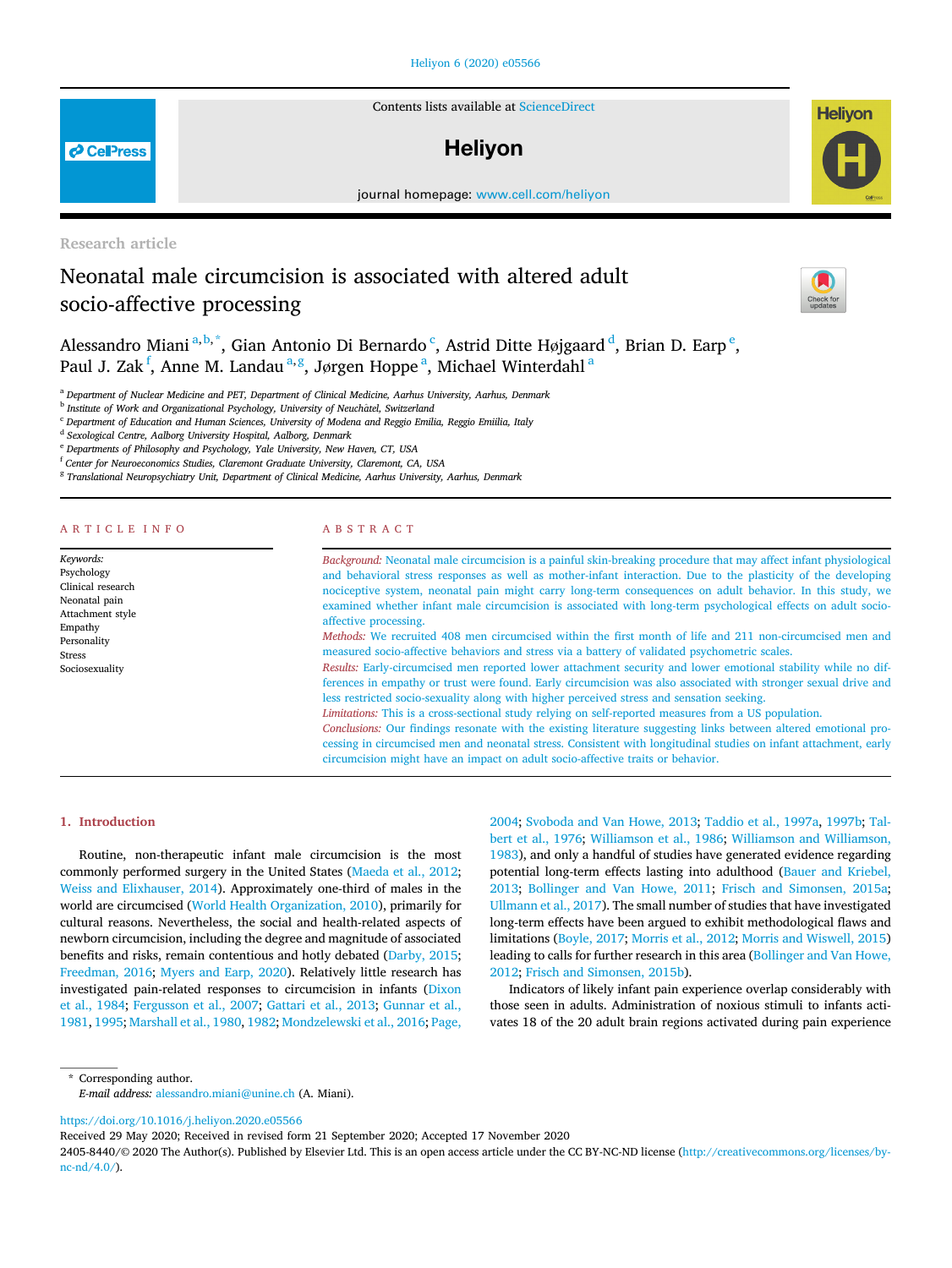Research article

# Neonatal male circumcision is associated with altered adult socio-affective processing

Alessandro Miani[a,b,*], Gian Antonio Di Bernardo[c], Astrid Ditte Højgaard[d], Brian D. Earp[e], Paul J. Zak[f], Anne M. Landau[a,g], Jørgen Hoppe[a], Michael Winterdahl[a]

[a] Department of Nuclear Medicine and PET, Department of Clinical Medicine, Aarhus University, Aarhus, Denmark
[b] Institute of Work and Organizational Psychology, University of Neuchâtel, Switzerland
[c] Department of Education and Human Sciences, University of Modena and Reggio Emilia, Reggio Emiilia, Italy
[d] Sexological Centre, Aalborg University Hospital, Aalborg, Denmark
[e] Departments of Philosophy and Psychology, Yale University, New Haven, CT, USA
[f] Center for Neuroeconomics Studies, Claremont Graduate University, Claremont, CA, USA
[g] Translational Neuropsychiatry Unit, Department of Clinical Medicine, Aarhus University, Aarhus, Denmark

## ARTICLE INFO

*Keywords:*
Psychology
Clinical research
Neonatal pain
Attachment style
Empathy
Personality
Stress
Sociosexuality

## ABSTRACT

*Background:* Neonatal male circumcision is a painful skin-breaking procedure that may affect infant physiological and behavioral stress responses as well as mother-infant interaction. Due to the plasticity of the developing nociceptive system, neonatal pain might carry long-term consequences on adult behavior. In this study, we examined whether infant male circumcision is associated with long-term psychological effects on adult socio-affective processing.

*Methods:* We recruited 408 men circumcised within the first month of life and 211 non-circumcised men and measured socio-affective behaviors and stress via a battery of validated psychometric scales.

*Results:* Early-circumcised men reported lower attachment security and lower emotional stability while no differences in empathy or trust were found. Early circumcision was also associated with stronger sexual drive and less restricted socio-sexuality along with higher perceived stress and sensation seeking.

*Limitations:* This is a cross-sectional study relying on self-reported measures from a US population.

*Conclusions:* Our findings resonate with the existing literature suggesting links between altered emotional processing in circumcised men and neonatal stress. Consistent with longitudinal studies on infant attachment, early circumcision might have an impact on adult socio-affective traits or behavior.

## 1. Introduction

Routine, non-therapeutic infant male circumcision is the most commonly performed surgery in the United States (Maeda et al., 2012; Weiss and Elixhauser, 2014). Approximately one-third of males in the world are circumcised (World Health Organization, 2010), primarily for cultural reasons. Nevertheless, the social and health-related aspects of newborn circumcision, including the degree and magnitude of associated benefits and risks, remain contentious and hotly debated (Darby, 2015; Freedman, 2016; Myers and Earp, 2020). Relatively little research has investigated pain-related responses to circumcision in infants (Dixon et al., 1984; Fergusson et al., 2007; Gattari et al., 2013; Gunnar et al., 1981, 1995; Marshall et al., 1980, 1982; Mondzelewski et al., 2016; Page, 2004; Svoboda and Van Howe, 2013; Taddio et al., 1997a, 1997b; Talbert et al., 1976; Williamson et al., 1986; Williamson and Williamson, 1983), and only a handful of studies have generated evidence regarding potential long-term effects lasting into adulthood (Bauer and Kriebel, 2013; Bollinger and Van Howe, 2011; Frisch and Simonsen, 2015a; Ullmann et al., 2017). The small number of studies that have investigated long-term effects have been argued to exhibit methodological flaws and limitations (Boyle, 2017; Morris et al., 2012; Morris and Wiswell, 2015) leading to calls for further research in this area (Bollinger and Van Howe, 2012; Frisch and Simonsen, 2015b).

Indicators of likely infant pain experience overlap considerably with those seen in adults. Administration of noxious stimuli to infants activates 18 of the 20 adult brain regions activated during pain experience

\* Corresponding author.
*E-mail address:* alessandro.miani@unine.ch (A. Miani).

https://doi.org/10.1016/j.heliyon.2020.e05566
Received 29 May 2020; Received in revised form 21 September 2020; Accepted 17 November 2020
2405-8440/© 2020 The Author(s). Published by Elsevier Ltd. This is an open access article under the CC BY-NC-ND license (http://creativecommons.org/licenses/by-nc-nd/4.0/).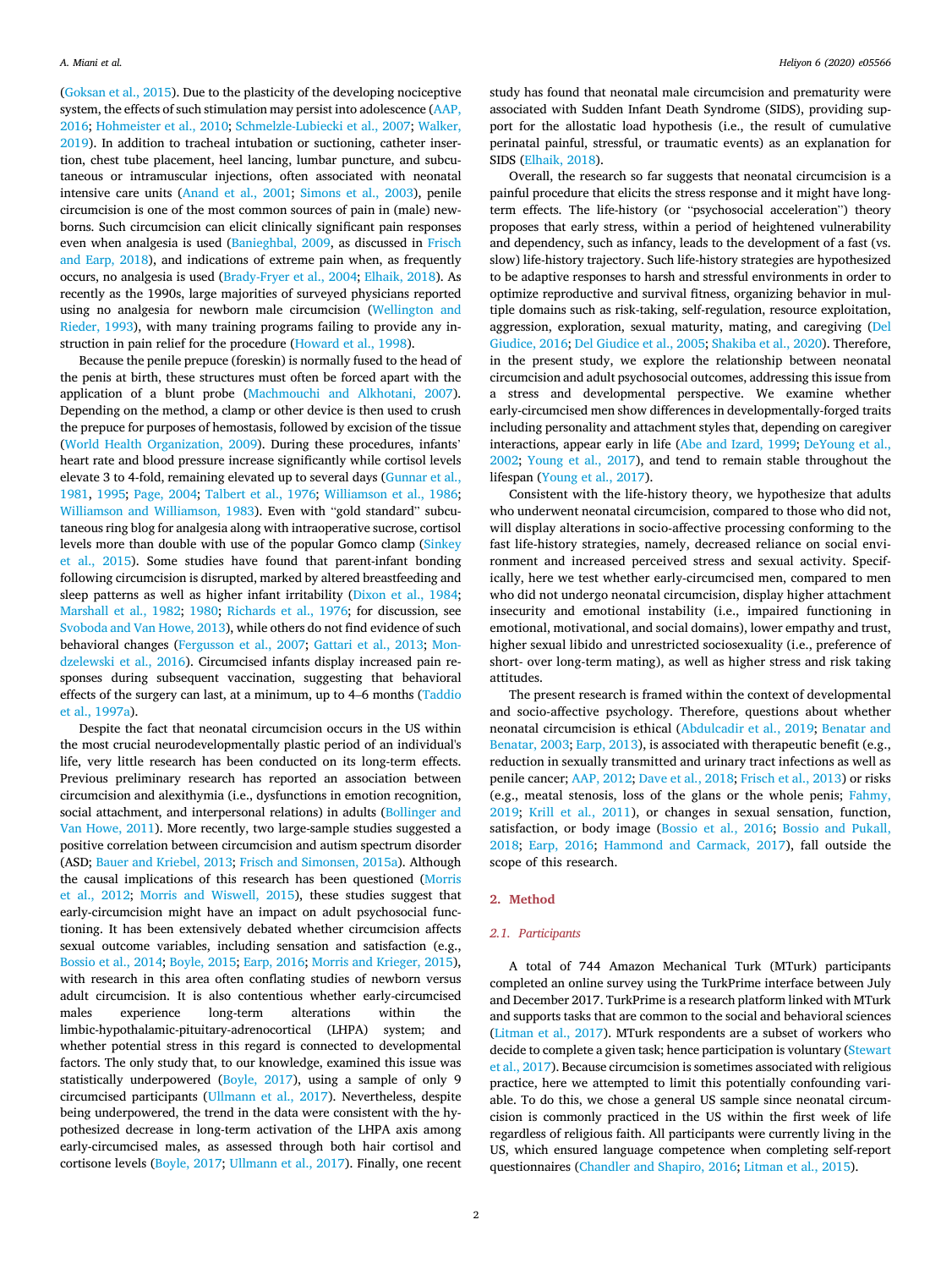(Goksan et al., 2015). Due to the plasticity of the developing nociceptive system, the effects of such stimulation may persist into adolescence (AAP, 2016; Hohmeister et al., 2010; Schmelzle-Lubiecki et al., 2007; Walker, 2019). In addition to tracheal intubation or suctioning, catheter insertion, chest tube placement, heel lancing, lumbar puncture, and subcutaneous or intramuscular injections, often associated with neonatal intensive care units (Anand et al., 2001; Simons et al., 2003), penile circumcision is one of the most common sources of pain in (male) newborns. Such circumcision can elicit clinically significant pain responses even when analgesia is used (Banieghbal, 2009, as discussed in Frisch and Earp, 2018), and indications of extreme pain when, as frequently occurs, no analgesia is used (Brady-Fryer et al., 2004; Elhaik, 2018). As recently as the 1990s, large majorities of surveyed physicians reported using no analgesia for newborn male circumcision (Wellington and Rieder, 1993), with many training programs failing to provide any instruction in pain relief for the procedure (Howard et al., 1998).

Because the penile prepuce (foreskin) is normally fused to the head of the penis at birth, these structures must often be forced apart with the application of a blunt probe (Machmouchi and Alkhotani, 2007). Depending on the method, a clamp or other device is then used to crush the prepuce for purposes of hemostasis, followed by excision of the tissue (World Health Organization, 2009). During these procedures, infants' heart rate and blood pressure increase significantly while cortisol levels elevate 3 to 4-fold, remaining elevated up to several days (Gunnar et al., 1981, 1995; Page, 2004; Talbert et al., 1976; Williamson et al., 1986; Williamson and Williamson, 1983). Even with "gold standard" subcutaneous ring blog for analgesia along with intraoperative sucrose, cortisol levels more than double with use of the popular Gomco clamp (Sinkey et al., 2015). Some studies have found that parent-infant bonding following circumcision is disrupted, marked by altered breastfeeding and sleep patterns as well as higher infant irritability (Dixon et al., 1984; Marshall et al., 1982; 1980; Richards et al., 1976; for discussion, see Svoboda and Van Howe, 2013), while others do not find evidence of such behavioral changes (Fergusson et al., 2007; Gattari et al., 2013; Mondzelewski et al., 2016). Circumcised infants display increased pain responses during subsequent vaccination, suggesting that behavioral effects of the surgery can last, at a minimum, up to 4–6 months (Taddio et al., 1997a).

Despite the fact that neonatal circumcision occurs in the US within the most crucial neurodevelopmentally plastic period of an individual's life, very little research has been conducted on its long-term effects. Previous preliminary research has reported an association between circumcision and alexithymia (i.e., dysfunctions in emotion recognition, social attachment, and interpersonal relations) in adults (Bollinger and Van Howe, 2011). More recently, two large-sample studies suggested a positive correlation between circumcision and autism spectrum disorder (ASD; Bauer and Kriebel, 2013; Frisch and Simonsen, 2015a). Although the causal implications of this research has been questioned (Morris et al., 2012; Morris and Wiswell, 2015), these studies suggest that early-circumcision might have an impact on adult psychosocial functioning. It has been extensively debated whether circumcision affects sexual outcome variables, including sensation and satisfaction (e.g., Bossio et al., 2014; Boyle, 2015; Earp, 2016; Morris and Krieger, 2015), with research in this area often conflating studies of newborn versus adult circumcision. It is also contentious whether early-circumcised males experience long-term alterations within the limbic-hypothalamic-pituitary-adrenocortical (LHPA) system; and whether potential stress in this regard is connected to developmental factors. The only study that, to our knowledge, examined this issue was statistically underpowered (Boyle, 2017), using a sample of only 9 circumcised participants (Ullmann et al., 2017). Nevertheless, despite being underpowered, the trend in the data were consistent with the hypothesized decrease in long-term activation of the LHPA axis among early-circumcised males, as assessed through both hair cortisol and cortisone levels (Boyle, 2017; Ullmann et al., 2017). Finally, one recent study has found that neonatal male circumcision and prematurity were associated with Sudden Infant Death Syndrome (SIDS), providing support for the allostatic load hypothesis (i.e., the result of cumulative perinatal painful, stressful, or traumatic events) as an explanation for SIDS (Elhaik, 2018).

Overall, the research so far suggests that neonatal circumcision is a painful procedure that elicits the stress response and it might have long-term effects. The life-history (or "psychosocial acceleration") theory proposes that early stress, within a period of heightened vulnerability and dependency, such as infancy, leads to the development of a fast (vs. slow) life-history trajectory. Such life-history strategies are hypothesized to be adaptive responses to harsh and stressful environments in order to optimize reproductive and survival fitness, organizing behavior in multiple domains such as risk-taking, self-regulation, resource exploitation, aggression, exploration, sexual maturity, mating, and caregiving (Del Giudice, 2016; Del Giudice et al., 2005; Shakiba et al., 2020). Therefore, in the present study, we explore the relationship between neonatal circumcision and adult psychosocial outcomes, addressing this issue from a stress and developmental perspective. We examine whether early-circumcised men show differences in developmentally-forged traits including personality and attachment styles that, depending on caregiver interactions, appear early in life (Abe and Izard, 1999; DeYoung et al., 2002; Young et al., 2017), and tend to remain stable throughout the lifespan (Young et al., 2017).

Consistent with the life-history theory, we hypothesize that adults who underwent neonatal circumcision, compared to those who did not, will display alterations in socio-affective processing conforming to the fast life-history strategies, namely, decreased reliance on social environment and increased perceived stress and sexual activity. Specifically, here we test whether early-circumcised men, compared to men who did not undergo neonatal circumcision, display higher attachment insecurity and emotional instability (i.e., impaired functioning in emotional, motivational, and social domains), lower empathy and trust, higher sexual libido and unrestricted sociosexuality (i.e., preference of short- over long-term mating), as well as higher stress and risk taking attitudes.

The present research is framed within the context of developmental and socio-affective psychology. Therefore, questions about whether neonatal circumcision is ethical (Abdulcadir et al., 2019; Benatar and Benatar, 2003; Earp, 2013), is associated with therapeutic benefit (e.g., reduction in sexually transmitted and urinary tract infections as well as penile cancer; AAP, 2012; Dave et al., 2018; Frisch et al., 2013) or risks (e.g., meatal stenosis, loss of the glans or the whole penis; Fahmy, 2019; Krill et al., 2011), or changes in sexual sensation, function, satisfaction, or body image (Bossio et al., 2016; Bossio and Pukall, 2018; Earp, 2016; Hammond and Carmack, 2017), fall outside the scope of this research.

## 2. Method

### 2.1. Participants

A total of 744 Amazon Mechanical Turk (MTurk) participants completed an online survey using the TurkPrime interface between July and December 2017. TurkPrime is a research platform linked with MTurk and supports tasks that are common to the social and behavioral sciences (Litman et al., 2017). MTurk respondents are a subset of workers who decide to complete a given task; hence participation is voluntary (Stewart et al., 2017). Because circumcision is sometimes associated with religious practice, here we attempted to limit this potentially confounding variable. To do this, we chose a general US sample since neonatal circumcision is commonly practiced in the US within the first week of life regardless of religious faith. All participants were currently living in the US, which ensured language competence when completing self-report questionnaires (Chandler and Shapiro, 2016; Litman et al., 2015).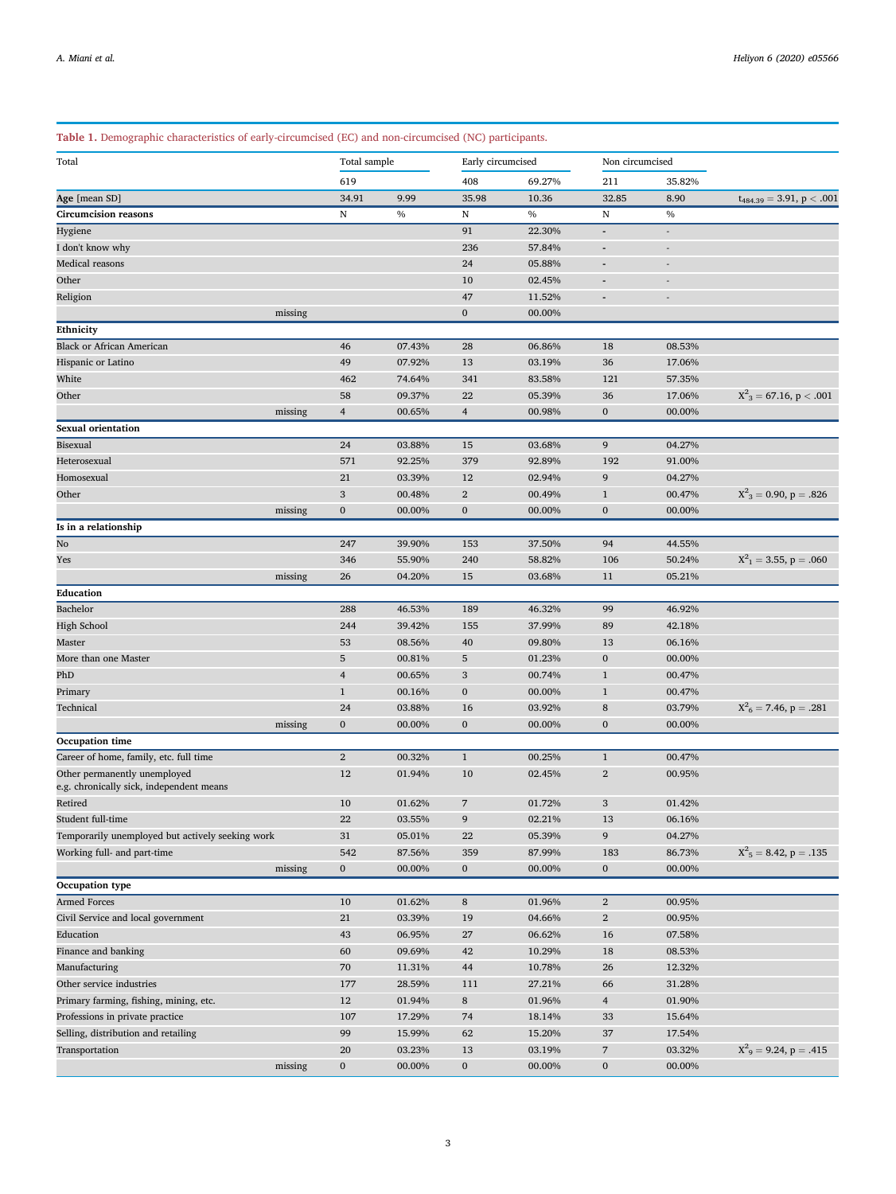**Table 1.** Demographic characteristics of early-circumcised (EC) and non-circumcised (NC) participants.

| Total | Total sample | | Early circumcised | | Non circumcised | | |
|---|---|---|---|---|---|---|---|
| | 619 | | 408 | 69.27% | 211 | 35.82% | |
| **Age** [mean SD] | 34.91 | 9.99 | 35.98 | 10.36 | 32.85 | 8.90 | $t_{484.39} = 3.91$, $p < .001$ |
| **Circumcision reasons** | N | % | N | % | N | % | |
| Hygiene | | | 91 | 22.30% | - | - | |
| I don't know why | | | 236 | 57.84% | - | - | |
| Medical reasons | | | 24 | 05.88% | - | - | |
| Other | | | 10 | 02.45% | - | - | |
| Religion | | | 47 | 11.52% | - | - | |
| missing | | | 0 | 00.00% | | | |
| **Ethnicity** | | | | | | | |
| Black or African American | 46 | 07.43% | 28 | 06.86% | 18 | 08.53% | |
| Hispanic or Latino | 49 | 07.92% | 13 | 03.19% | 36 | 17.06% | |
| White | 462 | 74.64% | 341 | 83.58% | 121 | 57.35% | |
| Other | 58 | 09.37% | 22 | 05.39% | 36 | 17.06% | $X^2_3 = 67.16$, $p < .001$ |
| missing | 4 | 00.65% | 4 | 00.98% | 0 | 00.00% | |
| **Sexual orientation** | | | | | | | |
| Bisexual | 24 | 03.88% | 15 | 03.68% | 9 | 04.27% | |
| Heterosexual | 571 | 92.25% | 379 | 92.89% | 192 | 91.00% | |
| Homosexual | 21 | 03.39% | 12 | 02.94% | 9 | 04.27% | |
| Other | 3 | 00.48% | 2 | 00.49% | 1 | 00.47% | $X^2_3 = 0.90$, $p = .826$ |
| missing | 0 | 00.00% | 0 | 00.00% | 0 | 00.00% | |
| **Is in a relationship** | | | | | | | |
| No | 247 | 39.90% | 153 | 37.50% | 94 | 44.55% | |
| Yes | 346 | 55.90% | 240 | 58.82% | 106 | 50.24% | $X^2_1 = 3.55$, $p = .060$ |
| missing | 26 | 04.20% | 15 | 03.68% | 11 | 05.21% | |
| **Education** | | | | | | | |
| Bachelor | 288 | 46.53% | 189 | 46.32% | 99 | 46.92% | |
| High School | 244 | 39.42% | 155 | 37.99% | 89 | 42.18% | |
| Master | 53 | 08.56% | 40 | 09.80% | 13 | 06.16% | |
| More than one Master | 5 | 00.81% | 5 | 01.23% | 0 | 00.00% | |
| PhD | 4 | 00.65% | 3 | 00.74% | 1 | 00.47% | |
| Primary | 1 | 00.16% | 0 | 00.00% | 1 | 00.47% | |
| Technical | 24 | 03.88% | 16 | 03.92% | 8 | 03.79% | $X^2_6 = 7.46$, $p = .281$ |
| missing | 0 | 00.00% | 0 | 00.00% | 0 | 00.00% | |
| **Occupation time** | | | | | | | |
| Career of home, family, etc. full time | 2 | 00.32% | 1 | 00.25% | 1 | 00.47% | |
| Other permanently unemployed e.g. chronically sick, independent means | 12 | 01.94% | 10 | 02.45% | 2 | 00.95% | |
| Retired | 10 | 01.62% | 7 | 01.72% | 3 | 01.42% | |
| Student full-time | 22 | 03.55% | 9 | 02.21% | 13 | 06.16% | |
| Temporarily unemployed but actively seeking work | 31 | 05.01% | 22 | 05.39% | 9 | 04.27% | |
| Working full- and part-time | 542 | 87.56% | 359 | 87.99% | 183 | 86.73% | $X^2_5 = 8.42$, $p = .135$ |
| missing | 0 | 00.00% | 0 | 00.00% | 0 | 00.00% | |
| **Occupation type** | | | | | | | |
| Armed Forces | 10 | 01.62% | 8 | 01.96% | 2 | 00.95% | |
| Civil Service and local government | 21 | 03.39% | 19 | 04.66% | 2 | 00.95% | |
| Education | 43 | 06.95% | 27 | 06.62% | 16 | 07.58% | |
| Finance and banking | 60 | 09.69% | 42 | 10.29% | 18 | 08.53% | |
| Manufacturing | 70 | 11.31% | 44 | 10.78% | 26 | 12.32% | |
| Other service industries | 177 | 28.59% | 111 | 27.21% | 66 | 31.28% | |
| Primary farming, fishing, mining, etc. | 12 | 01.94% | 8 | 01.96% | 4 | 01.90% | |
| Professions in private practice | 107 | 17.29% | 74 | 18.14% | 33 | 15.64% | |
| Selling, distribution and retailing | 99 | 15.99% | 62 | 15.20% | 37 | 17.54% | |
| Transportation | 20 | 03.23% | 13 | 03.19% | 7 | 03.32% | $X^2_9 = 9.24$, $p = .415$ |
| missing | 0 | 00.00% | 0 | 00.00% | 0 | 00.00% | |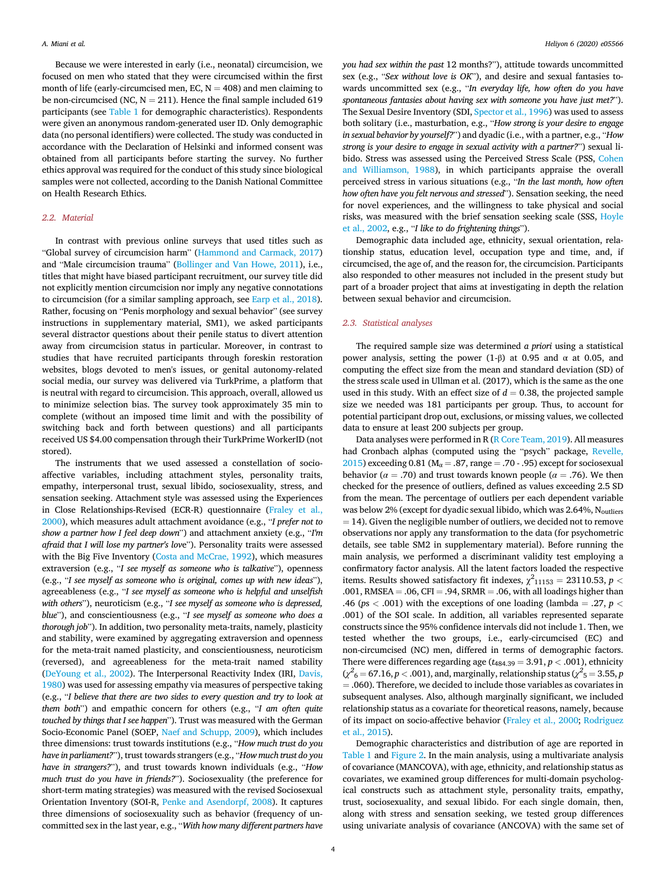Because we were interested in early (i.e., neonatal) circumcision, we focused on men who stated that they were circumcised within the first month of life (early-circumcised men, EC, N = 408) and men claiming to be non-circumcised (NC, N = 211). Hence the final sample included 619 participants (see Table 1 for demographic characteristics). Respondents were given an anonymous random-generated user ID. Only demographic data (no personal identifiers) were collected. The study was conducted in accordance with the Declaration of Helsinki and informed consent was obtained from all participants before starting the survey. No further ethics approval was required for the conduct of this study since biological samples were not collected, according to the Danish National Committee on Health Research Ethics.

### 2.2. Material

In contrast with previous online surveys that used titles such as "Global survey of circumcision harm" (Hammond and Carmack, 2017) and "Male circumcision trauma" (Bollinger and Van Howe, 2011), i.e., titles that might have biased participant recruitment, our survey title did not explicitly mention circumcision nor imply any negative connotations to circumcision (for a similar sampling approach, see Earp et al., 2018). Rather, focusing on "Penis morphology and sexual behavior" (see survey instructions in supplementary material, SM1), we asked participants several distractor questions about their penile status to divert attention away from circumcision status in particular. Moreover, in contrast to studies that have recruited participants through foreskin restoration websites, blogs devoted to men's issues, or genital autonomy-related social media, our survey was delivered via TurkPrime, a platform that is neutral with regard to circumcision. This approach, overall, allowed us to minimize selection bias. The survey took approximately 35 min to complete (without an imposed time limit and with the possibility of switching back and forth between questions) and all participants received US $4.00 compensation through their TurkPrime WorkerID (not stored).

The instruments that we used assessed a constellation of socio-affective variables, including attachment styles, personality traits, empathy, interpersonal trust, sexual libido, sociosexuality, stress, and sensation seeking. Attachment style was assessed using the Experiences in Close Relationships-Revised (ECR-R) questionnaire (Fraley et al., 2000), which measures adult attachment avoidance (e.g., "*I prefer not to show a partner how I feel deep down*") and attachment anxiety (e.g., "*I'm afraid that I will lose my partner's love*"). Personality traits were assessed with the Big Five Inventory (Costa and McCrae, 1992), which measures extraversion (e.g., "*I see myself as someone who is talkative*"), openness (e.g., "*I see myself as someone who is original, comes up with new ideas*"), agreeableness (e.g., "*I see myself as someone who is helpful and unselfish with others*"), neuroticism (e.g., "*I see myself as someone who is depressed, blue*"), and conscientiousness (e.g., "*I see myself as someone who does a thorough job*"). In addition, two personality meta-traits, namely, plasticity and stability, were examined by aggregating extraversion and openness for the meta-trait named plasticity, and conscientiousness, neuroticism (reversed), and agreeableness for the meta-trait named stability (DeYoung et al., 2002). The Interpersonal Reactivity Index (IRI, Davis, 1980) was used for assessing empathy via measures of perspective taking (e.g., "*I believe that there are two sides to every question and try to look at them both*") and empathic concern for others (e.g., "*I am often quite touched by things that I see happen*"). Trust was measured with the German Socio-Economic Panel (SOEP, Naef and Schupp, 2009), which includes three dimensions: trust towards institutions (e.g., "*How much trust do you have in parliament?*"), trust towards strangers (e.g., "*How much trust do you have in strangers?*"), and trust towards known individuals (e.g., "*How much trust do you have in friends?*"). Sociosexuality (the preference for short-term mating strategies) was measured with the revised Sociosexual Orientation Inventory (SOI-R, Penke and Asendorpf, 2008). It captures three dimensions of sociosexuality such as behavior (frequency of uncommitted sex in the last year, e.g., "*With how many different partners have you had sex within the past* 12 months?"), attitude towards uncommitted sex (e.g., "*Sex without love is OK*"), and desire and sexual fantasies towards uncommitted sex (e.g., "*In everyday life, how often do you have spontaneous fantasies about having sex with someone you have just met?*"). The Sexual Desire Inventory (SDI, Spector et al., 1996) was used to assess both solitary (i.e., masturbation, e.g., "*How strong is your desire to engage in sexual behavior by yourself?*") and dyadic (i.e., with a partner, e.g., "*How strong is your desire to engage in sexual activity with a partner?*") sexual libido. Stress was assessed using the Perceived Stress Scale (PSS, Cohen and Williamson, 1988), in which participants appraise the overall perceived stress in various situations (e.g., "*In the last month, how often how often have you felt nervous and stressed*"). Sensation seeking, the need for novel experiences, and the willingness to take physical and social risks, was measured with the brief sensation seeking scale (SSS, Hoyle et al., 2002, e.g., "*I like to do frightening things*").

Demographic data included age, ethnicity, sexual orientation, relationship status, education level, occupation type and time, and, if circumcised, the age of, and the reason for, the circumcision. Participants also responded to other measures not included in the present study but part of a broader project that aims at investigating in depth the relation between sexual behavior and circumcision.

### 2.3. Statistical analyses

The required sample size was determined *a priori* using a statistical power analysis, setting the power (1-β) at 0.95 and α at 0.05, and computing the effect size from the mean and standard deviation (SD) of the stress scale used in Ullman et al. (2017), which is the same as the one used in this study. With an effect size of $d = 0.38$, the projected sample size we needed was 181 participants per group. Thus, to account for potential participant drop out, exclusions, or missing values, we collected data to ensure at least 200 subjects per group.

Data analyses were performed in R (R Core Team, 2019). All measures had Cronbach alphas (computed using the "psych" package, Revelle, 2015) exceeding 0.81 ($M_\alpha = .87$, range = .70 - .95) except for sociosexual behavior ($\alpha = .70$) and trust towards known people ($\alpha = .76$). We then checked for the presence of outliers, defined as values exceeding 2.5 SD from the mean. The percentage of outliers per each dependent variable was below 2% (except for dyadic sexual libido, which was 2.64%, $N_{outliers} = 14$). Given the negligible number of outliers, we decided not to remove observations nor apply any transformation to the data (for psychometric details, see table SM2 in supplementary material). Before running the main analysis, we performed a discriminant validity test employing a confirmatory factor analysis. All the latent factors loaded the respective items. Results showed satisfactory fit indexes, $\chi^2_{11153} = 23110.53$, $p < .001$, RMSEA = .06, CFI = .94, SRMR = .06, with all loadings higher than .46 ($ps < .001$) with the exceptions of one loading (lambda = .27, $p < .001$) of the SOI scale. In addition, all variables represented separate constructs since the 95% confidence intervals did not include 1. Then, we tested whether the two groups, i.e., early-circumcised (EC) and non-circumcised (NC) men, differed in terms of demographic factors. There were differences regarding age ($t_{484.39} = 3.91$, $p < .001$), ethnicity ($\chi^2_6 = 67.16$, $p < .001$), and, marginally, relationship status ($\chi^2_5 = 3.55$, $p = .060$). Therefore, we decided to include those variables as covariates in subsequent analyses. Also, although marginally significant, we included relationship status as a covariate for theoretical reasons, namely, because of its impact on socio-affective behavior (Fraley et al., 2000; Rodriguez et al., 2015).

Demographic characteristics and distribution of age are reported in Table 1 and Figure 2. In the main analysis, using a multivariate analysis of covariance (MANCOVA), with age, ethnicity, and relationship status as covariates, we examined group differences for multi-domain psychological constructs such as attachment style, personality traits, empathy, trust, sociosexuality, and sexual libido. For each single domain, then, along with stress and sensation seeking, we tested group differences using univariate analysis of covariance (ANCOVA) with the same set of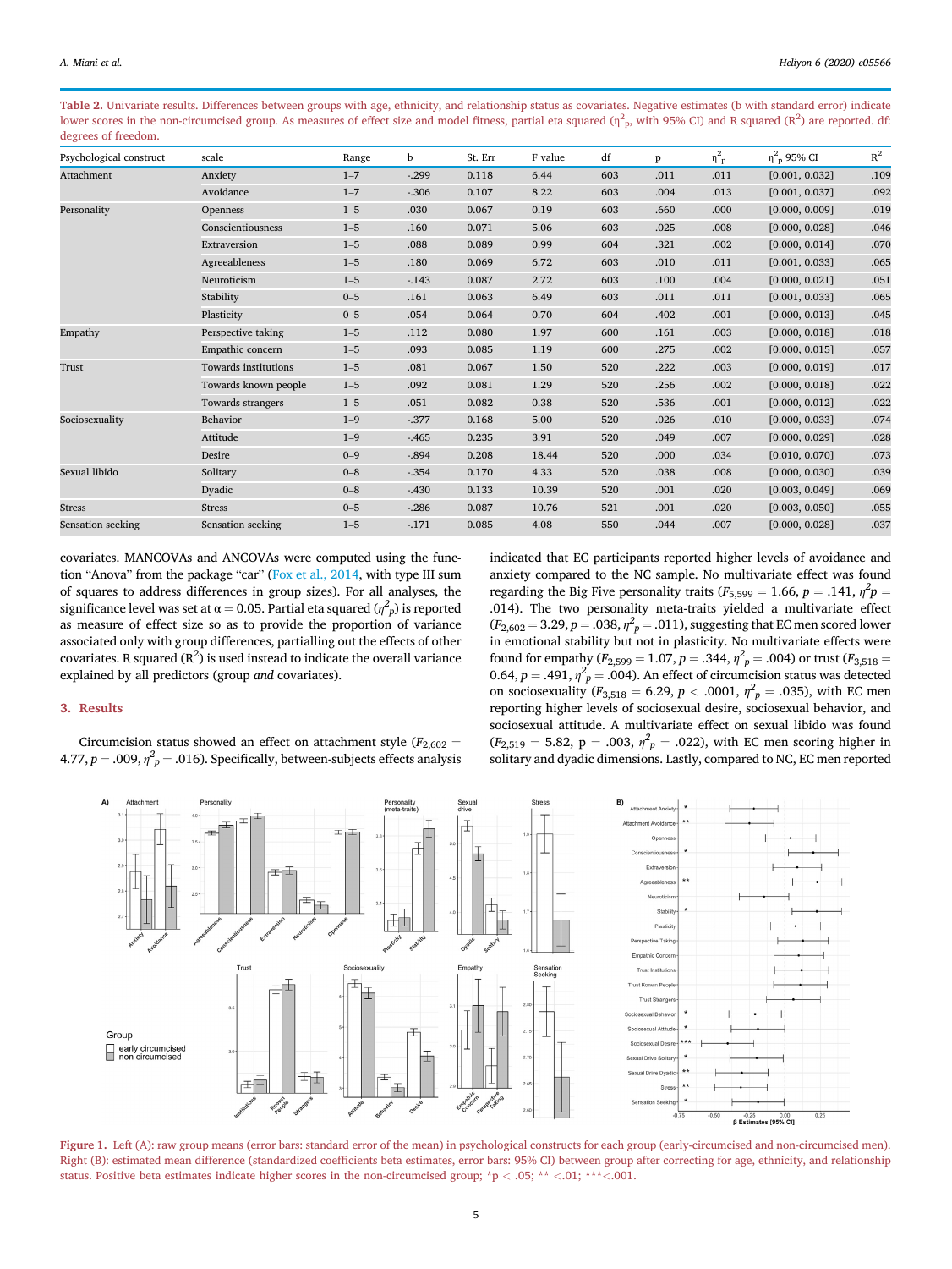**Table 2.** Univariate results. Differences between groups with age, ethnicity, and relationship status as covariates. Negative estimates (b with standard error) indicate lower scores in the non-circumcised group. As measures of effect size and model fitness, partial eta squared ($\eta^2_p$, with 95% CI) and R squared ($R^2$) are reported. df: degrees of freedom.

| Psychological construct | scale | Range | b | St. Err | F value | df | p | $\eta^2_p$ | $\eta^2_p$ 95% CI | $R^2$ |
|---|---|---|---|---|---|---|---|---|---|---|
| Attachment | Anxiety | 1–7 | -.299 | 0.118 | 6.44 | 603 | .011 | .011 | [0.001, 0.032] | .109 |
| | Avoidance | 1–7 | -.306 | 0.107 | 8.22 | 603 | .004 | .013 | [0.001, 0.037] | .092 |
| Personality | Openness | 1–5 | .030 | 0.067 | 0.19 | 603 | .660 | .000 | [0.000, 0.009] | .019 |
| | Conscientiousness | 1–5 | .160 | 0.071 | 5.06 | 603 | .025 | .008 | [0.000, 0.028] | .046 |
| | Extraversion | 1–5 | .088 | 0.089 | 0.99 | 604 | .321 | .002 | [0.000, 0.014] | .070 |
| | Agreeableness | 1–5 | .180 | 0.069 | 6.72 | 603 | .010 | .011 | [0.001, 0.033] | .065 |
| | Neuroticism | 1–5 | -.143 | 0.087 | 2.72 | 603 | .100 | .004 | [0.000, 0.021] | .051 |
| | Stability | 0–5 | .161 | 0.063 | 6.49 | 603 | .011 | .011 | [0.001, 0.033] | .065 |
| | Plasticity | 0–5 | .054 | 0.064 | 0.70 | 604 | .402 | .001 | [0.000, 0.013] | .045 |
| Empathy | Perspective taking | 1–5 | .112 | 0.080 | 1.97 | 600 | .161 | .003 | [0.000, 0.018] | .018 |
| | Empathic concern | 1–5 | .093 | 0.085 | 1.19 | 600 | .275 | .002 | [0.000, 0.015] | .057 |
| Trust | Towards institutions | 1–5 | .081 | 0.067 | 1.50 | 520 | .222 | .003 | [0.000, 0.019] | .017 |
| | Towards known people | 1–5 | .092 | 0.081 | 1.29 | 520 | .256 | .002 | [0.000, 0.018] | .022 |
| | Towards strangers | 1–5 | .051 | 0.082 | 0.38 | 520 | .536 | .001 | [0.000, 0.012] | .022 |
| Sociosexuality | Behavior | 1–9 | -.377 | 0.168 | 5.00 | 520 | .026 | .010 | [0.000, 0.033] | .074 |
| | Attitude | 1–9 | -.465 | 0.235 | 3.91 | 520 | .049 | .007 | [0.000, 0.029] | .028 |
| | Desire | 0–9 | -.894 | 0.208 | 18.44 | 520 | .000 | .034 | [0.010, 0.070] | .073 |
| Sexual libido | Solitary | 0–8 | -.354 | 0.170 | 4.33 | 520 | .038 | .008 | [0.000, 0.030] | .039 |
| | Dyadic | 0–8 | -.430 | 0.133 | 10.39 | 520 | .001 | .020 | [0.003, 0.049] | .069 |
| Stress | Stress | 0–5 | -.286 | 0.087 | 10.76 | 521 | .001 | .020 | [0.003, 0.050] | .055 |
| Sensation seeking | Sensation seeking | 1–5 | -.171 | 0.085 | 4.08 | 550 | .044 | .007 | [0.000, 0.028] | .037 |

covariates. MANCOVAs and ANCOVAs were computed using the function "Anova" from the package "car" (Fox et al., 2014, with type III sum of squares to address differences in group sizes). For all analyses, the significance level was set at $\alpha = 0.05$. Partial eta squared ($\eta^2_p$) is reported as measure of effect size so as to provide the proportion of variance associated only with group differences, partialling out the effects of other covariates. R squared ($R^2$) is used instead to indicate the overall variance explained by all predictors (group *and* covariates).

## 3. Results

Circumcision status showed an effect on attachment style ($F_{2,602} = 4.77$, $p = .009$, $\eta^2_p = .016$). Specifically, between-subjects effects analysis indicated that EC participants reported higher levels of avoidance and anxiety compared to the NC sample. No multivariate effect was found regarding the Big Five personality traits ($F_{5,599} = 1.66$, $p = .141$, $\eta^2_p = .014$). The two personality meta-traits yielded a multivariate effect ($F_{2,602} = 3.29$, $p = .038$, $\eta^2_p = .011$), suggesting that EC men scored lower in emotional stability but not in plasticity. No multivariate effects were found for empathy ($F_{2,599} = 1.07$, $p = .344$, $\eta^2_p = .004$) or trust ($F_{3,518} = 0.64$, $p = .491$, $\eta^2_p = .004$). An effect of circumcision status was detected on sociosexuality ($F_{3,518} = 6.29$, $p < .0001$, $\eta^2_p = .035$), with EC men reporting higher levels of sociosexual desire, sociosexual behavior, and sociosexual attitude. A multivariate effect on sexual libido was found ($F_{2,519} = 5.82$, $p = .003$, $\eta^2_p = .022$), with EC men scoring higher in solitary and dyadic dimensions. Lastly, compared to NC, EC men reported

**Figure 1.** Left (A): raw group means (error bars: standard error of the mean) in psychological constructs for each group (early-circumcised and non-circumcised men). Right (B): estimated mean difference (standardized coefficients beta estimates, error bars: 95% CI) between group after correcting for age, ethnicity, and relationship status. Positive beta estimates indicate higher scores in the non-circumcised group; *p < .05; ** <.01; ***<.001.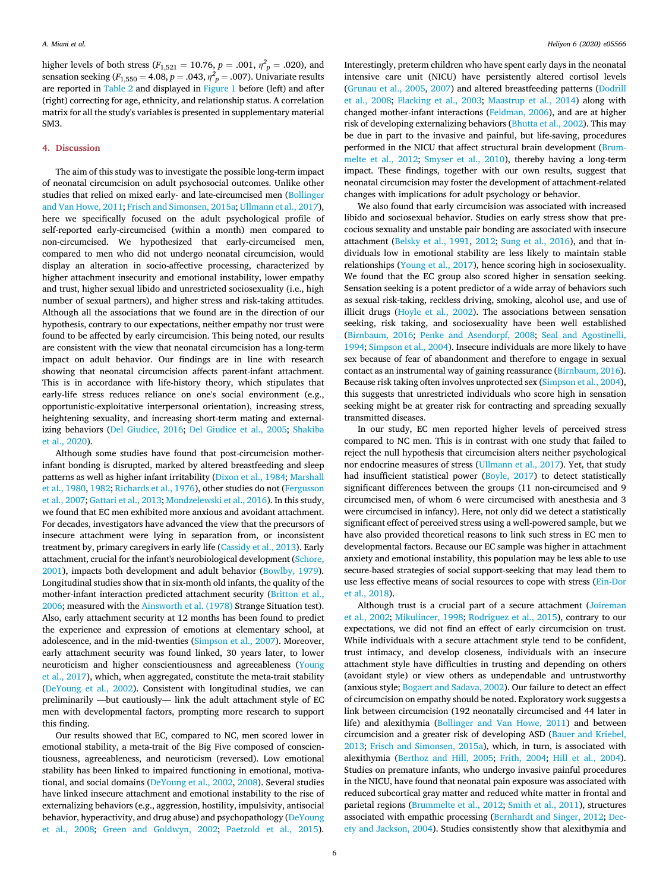higher levels of both stress ($F_{1,521} = 10.76$, $p = .001$, $\eta^2_p = .020$), and sensation seeking ($F_{1,550} = 4.08$, $p = .043$, $\eta^2_p = .007$). Univariate results are reported in Table 2 and displayed in Figure 1 before (left) and after (right) correcting for age, ethnicity, and relationship status. A correlation matrix for all the study's variables is presented in supplementary material SM3.

## 4. Discussion

The aim of this study was to investigate the possible long-term impact of neonatal circumcision on adult psychosocial outcomes. Unlike other studies that relied on mixed early- and late-circumcised men (Bollinger and Van Howe, 2011; Frisch and Simonsen, 2015a; Ullmann et al., 2017), here we specifically focused on the adult psychological profile of self-reported early-circumcised (within a month) men compared to non-circumcised. We hypothesized that early-circumcised men, compared to men who did not undergo neonatal circumcision, would display an alteration in socio-affective processing, characterized by higher attachment insecurity and emotional instability, lower empathy and trust, higher sexual libido and unrestricted sociosexuality (i.e., high number of sexual partners), and higher stress and risk-taking attitudes. Although all the associations that we found are in the direction of our hypothesis, contrary to our expectations, neither empathy nor trust were found to be affected by early circumcision. This being noted, our results are consistent with the view that neonatal circumcision has a long-term impact on adult behavior. Our findings are in line with research showing that neonatal circumcision affects parent-infant attachment. This is in accordance with life-history theory, which stipulates that early-life stress reduces reliance on one's social environment (e.g., opportunistic-exploitative interpersonal orientation), increasing stress, heightening sexuality, and increasing short-term mating and externalizing behaviors (Del Giudice, 2016; Del Giudice et al., 2005; Shakiba et al., 2020).

Although some studies have found that post-circumcision mother-infant bonding is disrupted, marked by altered breastfeeding and sleep patterns as well as higher infant irritability (Dixon et al., 1984; Marshall et al., 1980, 1982; Richards et al., 1976), other studies do not (Fergusson et al., 2007; Gattari et al., 2013; Mondzelewski et al., 2016). In this study, we found that EC men exhibited more anxious and avoidant attachment. For decades, investigators have advanced the view that the precursors of insecure attachment were lying in separation from, or inconsistent treatment by, primary caregivers in early life (Cassidy et al., 2013). Early attachment, crucial for the infant's neurobiological development (Schore, 2001), impacts both development and adult behavior (Bowlby, 1979). Longitudinal studies show that in six-month old infants, the quality of the mother-infant interaction predicted attachment security (Britton et al., 2006; measured with the Ainsworth et al. (1978) Strange Situation test). Also, early attachment security at 12 months has been found to predict the experience and expression of emotions at elementary school, at adolescence, and in the mid-twenties (Simpson et al., 2007). Moreover, early attachment security was found linked, 30 years later, to lower neuroticism and higher conscientiousness and agreeableness (Young et al., 2017), which, when aggregated, constitute the meta-trait stability (DeYoung et al., 2002). Consistent with longitudinal studies, we can preliminarily —but cautiously— link the adult attachment style of EC men with developmental factors, prompting more research to support this finding.

Our results showed that EC, compared to NC, men scored lower in emotional stability, a meta-trait of the Big Five composed of conscientiousness, agreeableness, and neuroticism (reversed). Low emotional stability has been linked to impaired functioning in emotional, motivational, and social domains (DeYoung et al., 2002, 2008). Several studies have linked insecure attachment and emotional instability to the rise of externalizing behaviors (e.g., aggression, hostility, impulsivity, antisocial behavior, hyperactivity, and drug abuse) and psychopathology (DeYoung et al., 2008; Green and Goldwyn, 2002; Paetzold et al., 2015). Interestingly, preterm children who have spent early days in the neonatal intensive care unit (NICU) have persistently altered cortisol levels (Grunau et al., 2005, 2007) and altered breastfeeding patterns (Dodrill et al., 2008; Flacking et al., 2003; Maastrup et al., 2014) along with changed mother-infant interactions (Feldman, 2006), and are at higher risk of developing externalizing behaviors (Bhutta et al., 2002). This may be due in part to the invasive and painful, but life-saving, procedures performed in the NICU that affect structural brain development (Brummelte et al., 2012; Smyser et al., 2010), thereby having a long-term impact. These findings, together with our own results, suggest that neonatal circumcision may foster the development of attachment-related changes with implications for adult psychology or behavior.

We also found that early circumcision was associated with increased libido and sociosexual behavior. Studies on early stress show that precocious sexuality and unstable pair bonding are associated with insecure attachment (Belsky et al., 1991, 2012; Sung et al., 2016), and that individuals low in emotional stability are less likely to maintain stable relationships (Young et al., 2017), hence scoring high in sociosexuality. We found that the EC group also scored higher in sensation seeking. Sensation seeking is a potent predictor of a wide array of behaviors such as sexual risk-taking, reckless driving, smoking, alcohol use, and use of illicit drugs (Hoyle et al., 2002). The associations between sensation seeking, risk taking, and sociosexuality have been well established (Birnbaum, 2016; Penke and Asendorpf, 2008; Seal and Agostinelli, 1994; Simpson et al., 2004). Insecure individuals are more likely to have sex because of fear of abandonment and therefore to engage in sexual contact as an instrumental way of gaining reassurance (Birnbaum, 2016). Because risk taking often involves unprotected sex (Simpson et al., 2004), this suggests that unrestricted individuals who score high in sensation seeking might be at greater risk for contracting and spreading sexually transmitted diseases.

In our study, EC men reported higher levels of perceived stress compared to NC men. This is in contrast with one study that failed to reject the null hypothesis that circumcision alters neither psychological nor endocrine measures of stress (Ullmann et al., 2017). Yet, that study had insufficient statistical power (Boyle, 2017) to detect statistically significant differences between the groups (11 non-circumcised and 9 circumcised men, of whom 6 were circumcised with anesthesia and 3 were circumcised in infancy). Here, not only did we detect a statistically significant effect of perceived stress using a well-powered sample, but we have also provided theoretical reasons to link such stress in EC men to developmental factors. Because our EC sample was higher in attachment anxiety and emotional instability, this population may be less able to use secure-based strategies of social support-seeking that may lead them to use less effective means of social resources to cope with stress (Ein-Dor et al., 2018).

Although trust is a crucial part of a secure attachment (Joireman et al., 2002; Mikulincer, 1998; Rodriguez et al., 2015), contrary to our expectations, we did not find an effect of early circumcision on trust. While individuals with a secure attachment style tend to be confident, trust intimacy, and develop closeness, individuals with an insecure attachment style have difficulties in trusting and depending on others (avoidant style) or view others as undependable and untrustworthy (anxious style; Bogaert and Sadava, 2002). Our failure to detect an effect of circumcision on empathy should be noted. Exploratory work suggests a link between circumcision (192 neonatally circumcised and 44 later in life) and alexithymia (Bollinger and Van Howe, 2011) and between circumcision and a greater risk of developing ASD (Bauer and Kriebel, 2013; Frisch and Simonsen, 2015a), which, in turn, is associated with alexithymia (Berthoz and Hill, 2005; Frith, 2004; Hill et al., 2004). Studies on premature infants, who undergo invasive painful procedures in the NICU, have found that neonatal pain exposure was associated with reduced subcortical gray matter and reduced white matter in frontal and parietal regions (Brummelte et al., 2012; Smith et al., 2011), structures associated with empathic processing (Bernhardt and Singer, 2012; Decety and Jackson, 2004). Studies consistently show that alexithymia and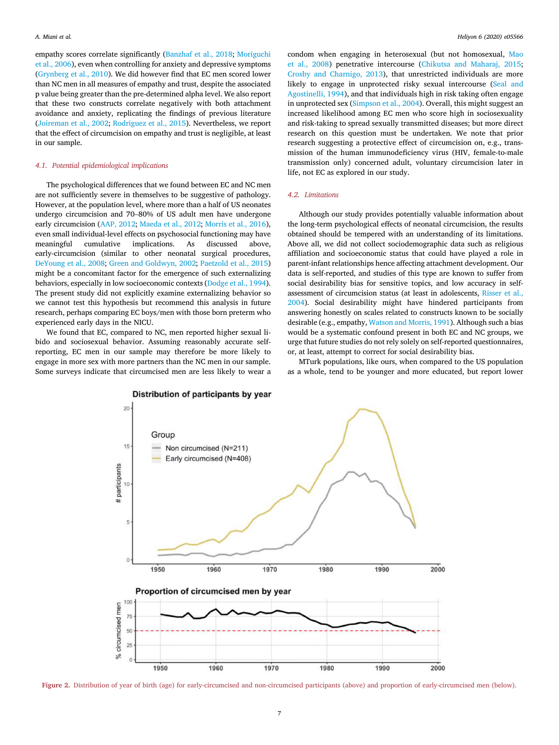empathy scores correlate significantly (Banzhaf et al., 2018; Moriguchi et al., 2006), even when controlling for anxiety and depressive symptoms (Grynberg et al., 2010). We did however find that EC men scored lower than NC men in all measures of empathy and trust, despite the associated p value being greater than the pre-determined alpha level. We also report that these two constructs correlate negatively with both attachment avoidance and anxiety, replicating the findings of previous literature (Joireman et al., 2002; Rodriguez et al., 2015). Nevertheless, we report that the effect of circumcision on empathy and trust is negligible, at least in our sample.

### 4.1. Potential epidemiological implications

The psychological differences that we found between EC and NC men are not sufficiently severe in themselves to be suggestive of pathology. However, at the population level, where more than a half of US neonates undergo circumcision and 70–80% of US adult men have undergone early circumcision (AAP, 2012; Maeda et al., 2012; Morris et al., 2016), even small individual-level effects on psychosocial functioning may have meaningful cumulative implications. As discussed above, early-circumcision (similar to other neonatal surgical procedures, DeYoung et al., 2008; Green and Goldwyn, 2002; Paetzold et al., 2015) might be a concomitant factor for the emergence of such externalizing behaviors, especially in low socioeconomic contexts (Dodge et al., 1994). The present study did not explicitly examine externalizing behavior so we cannot test this hypothesis but recommend this analysis in future research, perhaps comparing EC boys/men with those born preterm who experienced early days in the NICU.

We found that EC, compared to NC, men reported higher sexual libido and sociosexual behavior. Assuming reasonably accurate self-reporting, EC men in our sample may therefore be more likely to engage in more sex with more partners than the NC men in our sample. Some surveys indicate that circumcised men are less likely to wear a condom when engaging in heterosexual (but not homosexual, Mao et al., 2008) penetrative intercourse (Chikutsa and Maharaj, 2015; Crosby and Charnigo, 2013), that unrestricted individuals are more likely to engage in unprotected risky sexual intercourse (Seal and Agostinelli, 1994), and that individuals high in risk taking often engage in unprotected sex (Simpson et al., 2004). Overall, this might suggest an increased likelihood among EC men who score high in sociosexuality and risk-taking to spread sexually transmitted diseases; but more direct research on this question must be undertaken. We note that prior research suggesting a protective effect of circumcision on, e.g., transmission of the human immunodeficiency virus (HIV, female-to-male transmission only) concerned adult, voluntary circumcision later in life, not EC as explored in our study.

### 4.2. Limitations

Although our study provides potentially valuable information about the long-term psychological effects of neonatal circumcision, the results obtained should be tempered with an understanding of its limitations. Above all, we did not collect sociodemographic data such as religious affiliation and socioeconomic status that could have played a role in parent-infant relationships hence affecting attachment development. Our data is self-reported, and studies of this type are known to suffer from social desirability bias for sensitive topics, and low accuracy in self-assessment of circumcision status (at least in adolescents, Risser et al., 2004). Social desirability might have hindered participants from answering honestly on scales related to constructs known to be socially desirable (e.g., empathy, Watson and Morris, 1991). Although such a bias would be a systematic confound present in both EC and NC groups, we urge that future studies do not rely solely on self-reported questionnaires, or, at least, attempt to correct for social desirability bias.

MTurk populations, like ours, when compared to the US population as a whole, tend to be younger and more educated, but report lower

Figure 2. Distribution of year of birth (age) for early-circumcised and non-circumcised participants (above) and proportion of early-circumcised men (below).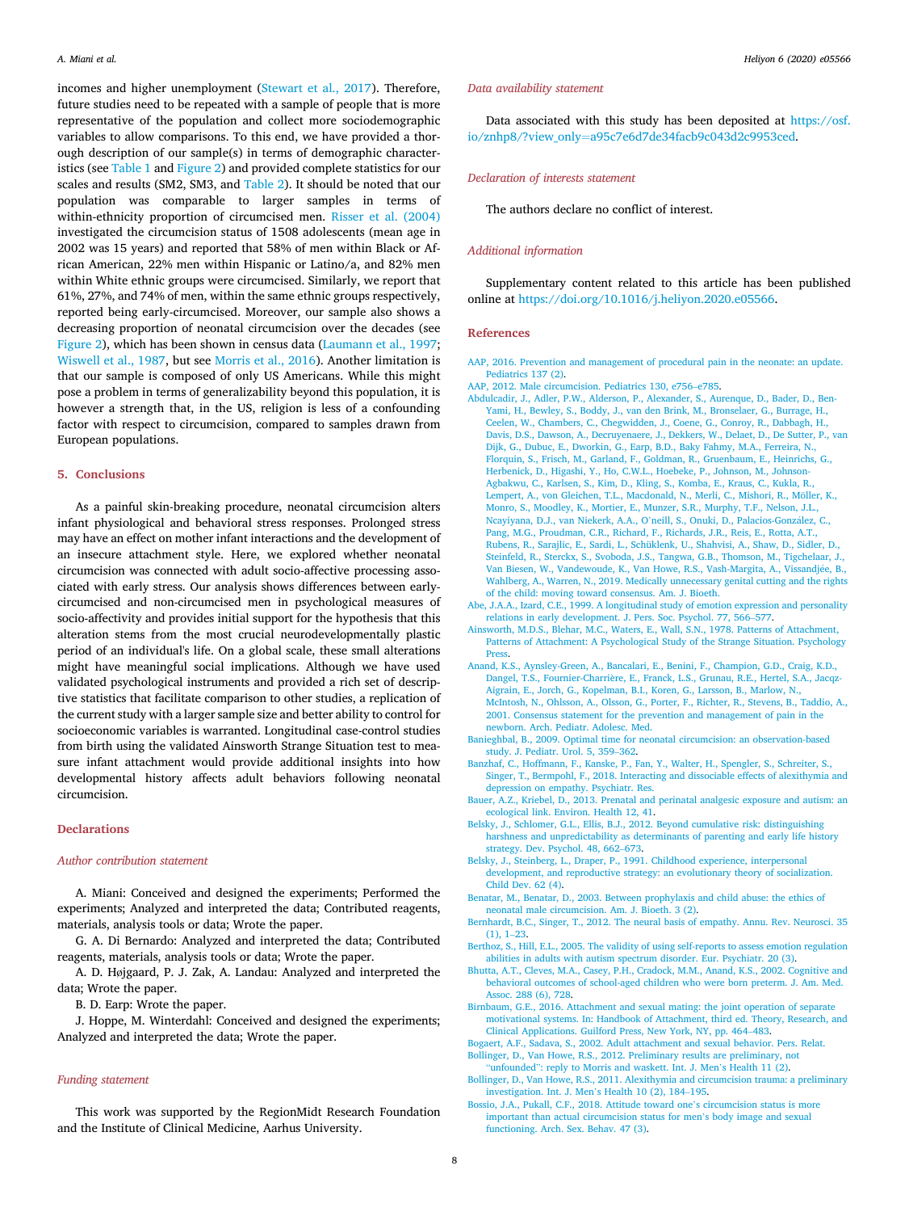incomes and higher unemployment (Stewart et al., 2017). Therefore, future studies need to be repeated with a sample of people that is more representative of the population and collect more sociodemographic variables to allow comparisons. To this end, we have provided a thorough description of our sample(s) in terms of demographic characteristics (see Table 1 and Figure 2) and provided complete statistics for our scales and results (SM2, SM3, and Table 2). It should be noted that our population was comparable to larger samples in terms of within-ethnicity proportion of circumcised men. Risser et al. (2004) investigated the circumcision status of 1508 adolescents (mean age in 2002 was 15 years) and reported that 58% of men within Black or African American, 22% men within Hispanic or Latino/a, and 82% men within White ethnic groups were circumcised. Similarly, we report that 61%, 27%, and 74% of men, within the same ethnic groups respectively, reported being early-circumcised. Moreover, our sample also shows a decreasing proportion of neonatal circumcision over the decades (see Figure 2), which has been shown in census data (Laumann et al., 1997; Wiswell et al., 1987, but see Morris et al., 2016). Another limitation is that our sample is composed of only US Americans. While this might pose a problem in terms of generalizability beyond this population, it is however a strength that, in the US, religion is less of a confounding factor with respect to circumcision, compared to samples drawn from European populations.

## 5. Conclusions

As a painful skin-breaking procedure, neonatal circumcision alters infant physiological and behavioral stress responses. Prolonged stress may have an effect on mother infant interactions and the development of an insecure attachment style. Here, we explored whether neonatal circumcision was connected with adult socio-affective processing associated with early stress. Our analysis shows differences between early-circumcised and non-circumcised men in psychological measures of socio-affectivity and provides initial support for the hypothesis that this alteration stems from the most crucial neurodevelopmentally plastic period of an individual's life. On a global scale, these small alterations might have meaningful social implications. Although we have used validated psychological instruments and provided a rich set of descriptive statistics that facilitate comparison to other studies, a replication of the current study with a larger sample size and better ability to control for socioeconomic variables is warranted. Longitudinal case-control studies from birth using the validated Ainsworth Strange Situation test to measure infant attachment would provide additional insights into how developmental history affects adult behaviors following neonatal circumcision.

## Declarations

### *Author contribution statement*

A. Miani: Conceived and designed the experiments; Performed the experiments; Analyzed and interpreted the data; Contributed reagents, materials, analysis tools or data; Wrote the paper.

G. A. Di Bernardo: Analyzed and interpreted the data; Contributed reagents, materials, analysis tools or data; Wrote the paper.

A. D. Højgaard, P. J. Zak, A. Landau: Analyzed and interpreted the data; Wrote the paper.

B. D. Earp: Wrote the paper.

J. Hoppe, M. Winterdahl: Conceived and designed the experiments; Analyzed and interpreted the data; Wrote the paper.

### *Funding statement*

This work was supported by the RegionMidt Research Foundation and the Institute of Clinical Medicine, Aarhus University.

### *Data availability statement*

Data associated with this study has been deposited at https://osf.io/znhp8/?view_only=a95c7e6d7de34facb9c043d2c9953ced.

### *Declaration of interests statement*

The authors declare no conflict of interest.

### *Additional information*

Supplementary content related to this article has been published online at https://doi.org/10.1016/j.heliyon.2020.e05566.

## References

AAP, 2016. Prevention and management of procedural pain in the neonate: an update. Pediatrics 137 (2).

AAP, 2012. Male circumcision. Pediatrics 130, e756–e785.

Abdulcadir, J., Adler, P.W., Alderson, P., Alexander, S., Aurenque, D., Bader, D., Ben-Yami, H., Bewley, S., Boddy, J., van den Brink, M., Bronselaer, G., Burrage, H., Ceelen, W., Chambers, C., Chegwidden, J., Coene, G., Conroy, R., Dabbagh, H., Davis, D.S., Dawson, A., Decruyenaere, J., Dekkers, W., Delaet, D., De Sutter, P., van Dijk, G., Dubuc, E., Dworkin, G., Earp, B.D., Baky Fahmy, M.A., Ferreira, N., Florquin, S., Frisch, M., Garland, F., Goldman, R., Gruenbaum, E., Heinrichs, G., Herbenick, D., Higashi, Y., Ho, C.W.L., Hoebeke, P., Johnson, M., Johnson-Agbakwu, C., Karlsen, S., Kim, D., Kling, S., Komba, E., Kraus, C., Kukla, R., Lempert, A., von Gleichen, T.L., Macdonald, N., Merli, C., Mishori, R., Möller, K., Monro, S., Moodley, K., Mortier, E., Munzer, S.R., Murphy, T.F., Nelson, J.L., Ncayiyana, D.J., van Niekerk, A.A., O'neill, S., Onuki, D., Palacios-González, C., Pang, M.G., Proudman, C.R., Richard, F., Richards, J.R., Reis, E., Rotta, A.T., Rubens, R., Sarajlic, E., Sardi, L., Schüklenk, U., Shahvisi, A., Shaw, D., Sidler, D., Steinfeld, R., Sterckx, S., Svoboda, J.S., Tangwa, G.B., Thomson, M., Tigchelaar, J., Van Biesen, W., Vandewoude, K., Van Howe, R.S., Vash-Margita, A., Vissandjée, B., Wahlberg, A., Warren, N., 2019. Medically unnecessary genital cutting and the rights of the child: moving toward consensus. Am. J. Bioeth.

Abe, J.A.A., Izard, C.E., 1999. A longitudinal study of emotion expression and personality relations in early development. J. Pers. Soc. Psychol. 77, 566–577.

Ainsworth, M.D.S., Blehar, M.C., Waters, E., Wall, S.N., 1978. Patterns of Attachment, Patterns of Attachment: A Psychological Study of the Strange Situation. Psychology Press.

Anand, K.S., Aynsley-Green, A., Bancalari, E., Benini, F., Champion, G.D., Craig, K.D., Dangel, T.S., Fournier-Charrière, E., Franck, L.S., Grunau, R.E., Hertel, S.A., Jacqz-Aigrain, E., Jorch, G., Kopelman, B.I., Koren, G., Larsson, B., Marlow, N., McIntosh, N., Ohlsson, A., Olsson, G., Porter, F., Richter, R., Stevens, B., Taddio, A., 2001. Consensus statement for the prevention and management of pain in the newborn. Arch. Pediatr. Adolesc. Med.

Banieghbal, B., 2009. Optimal time for neonatal circumcision: an observation-based study. J. Pediatr. Urol. 5, 359–362.

Banzhaf, C., Hoffmann, F., Kanske, P., Fan, Y., Walter, H., Spengler, S., Schreiter, S., Singer, T., Bermpohl, F., 2018. Interacting and dissociable effects of alexithymia and depression on empathy. Psychiatr. Res.

Bauer, A.Z., Kriebel, D., 2013. Prenatal and perinatal analgesic exposure and autism: an ecological link. Environ. Health 12, 41.

Belsky, J., Schlomer, G.L., Ellis, B.J., 2012. Beyond cumulative risk: distinguishing harshness and unpredictability as determinants of parenting and early life history strategy. Dev. Psychol. 48, 662–673.

Belsky, J., Steinberg, L., Draper, P., 1991. Childhood experience, interpersonal development, and reproductive strategy: an evolutionary theory of socialization. Child Dev. 62 (4).

Benatar, M., Benatar, D., 2003. Between prophylaxis and child abuse: the ethics of neonatal male circumcision. Am. J. Bioeth. 3 (2).

Bernhardt, B.C., Singer, T., 2012. The neural basis of empathy. Annu. Rev. Neurosci. 35 (1), 1–23.

Berthoz, S., Hill, E.L., 2005. The validity of using self-reports to assess emotion regulation abilities in adults with autism spectrum disorder. Eur. Psychiatr. 20 (3).

Bhutta, A.T., Cleves, M.A., Casey, P.H., Cradock, M.M., Anand, K.S., 2002. Cognitive and behavioral outcomes of school-aged children who were born preterm. J. Am. Med. Assoc. 288 (6), 728.

Birnbaum, G.E., 2016. Attachment and sexual mating: the joint operation of separate motivational systems. In: Handbook of Attachment, third ed. Theory, Research, and Clinical Applications. Guilford Press, New York, NY, pp. 464–483.

Bogaert, A.F., Sadava, S., 2002. Adult attachment and sexual behavior. Pers. Relat.

Bollinger, D., Van Howe, R.S., 2012. Preliminary results are preliminary, not "unfounded": reply to Morris and waskett. Int. J. Men's Health 11 (2).

Bollinger, D., Van Howe, R.S., 2011. Alexithymia and circumcision trauma: a preliminary investigation. Int. J. Men's Health 10 (2), 184–195.

Bossio, J.A., Pukall, C.F., 2018. Attitude toward one's circumcision status is more important than actual circumcision status for men's body image and sexual functioning. Arch. Sex. Behav. 47 (3).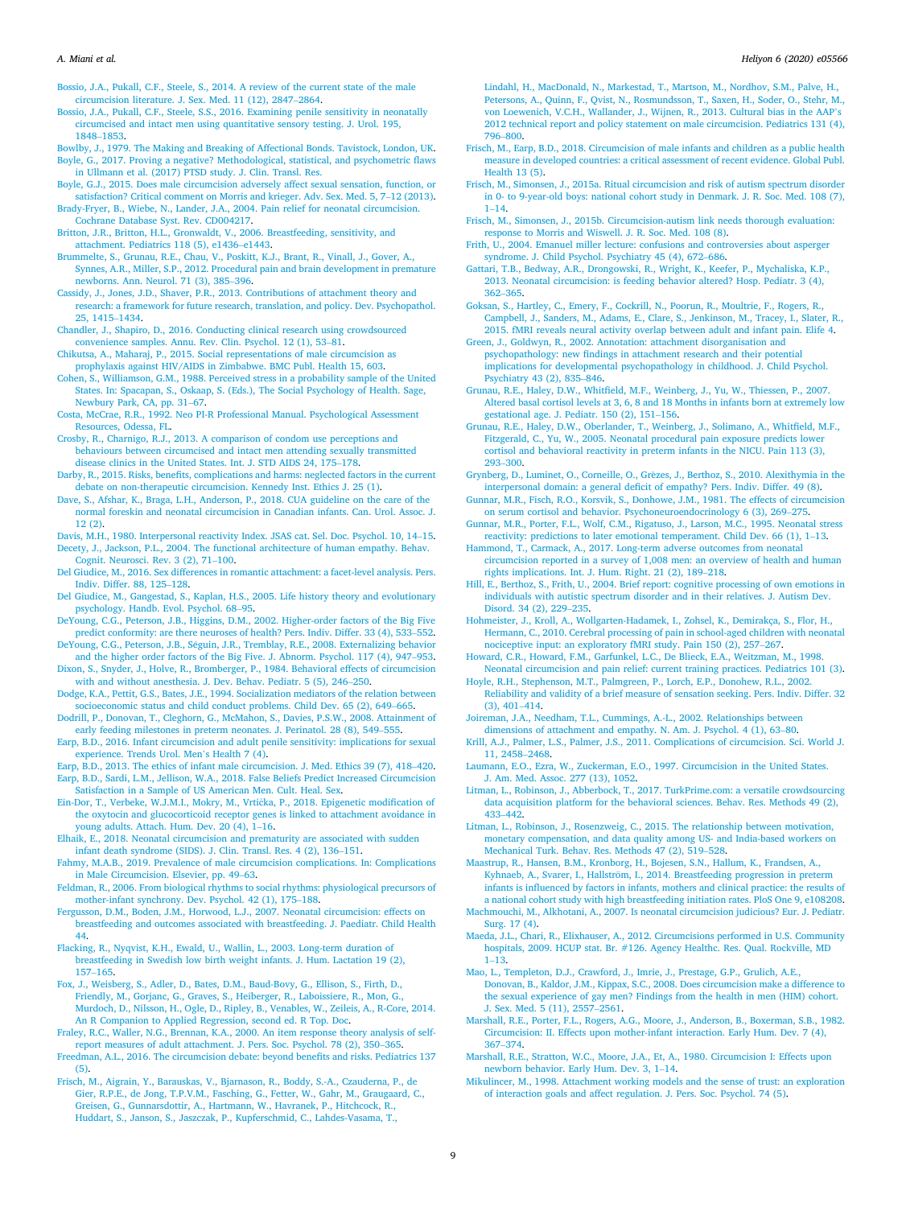Bossio, J.A., Pukall, C.F., Steele, S., 2014. A review of the current state of the male circumcision literature. J. Sex. Med. 11 (12), 2847–2864.

Bossio, J.A., Pukall, C.F., Steele, S.S., 2016. Examining penile sensitivity in neonatally circumcised and intact men using quantitative sensory testing. J. Urol. 195, 1848–1853.

Bowlby, J., 1979. The Making and Breaking of Affectional Bonds. Tavistock, London, UK.

Boyle, G., 2017. Proving a negative? Methodological, statistical, and psychometric flaws in Ullmann et al. (2017) PTSD study. J. Clin. Transl. Res.

Boyle, G.J., 2015. Does male circumcision adversely affect sexual sensation, function, or satisfaction? Critical comment on Morris and krieger. Adv. Sex. Med. 5, 7–12 (2013).

Brady-Fryer, B., Wiebe, N., Lander, J.A., 2004. Pain relief for neonatal circumcision. Cochrane Database Syst. Rev. CD004217.

Britton, J.R., Britton, H.L., Gronwaldt, V., 2006. Breastfeeding, sensitivity, and attachment. Pediatrics 118 (5), e1436–e1443.

Brummelte, S., Grunau, R.E., Chau, V., Poskitt, K.J., Brant, R., Vinall, J., Gover, A., Synnes, A.R., Miller, S.P., 2012. Procedural pain and brain development in premature newborns. Ann. Neurol. 71 (3), 385–396.

Cassidy, J., Jones, J.D., Shaver, P.R., 2013. Contributions of attachment theory and research: a framework for future research, translation, and policy. Dev. Psychopathol. 25, 1415–1434.

Chandler, J., Shapiro, D., 2016. Conducting clinical research using crowdsourced convenience samples. Annu. Rev. Clin. Psychol. 12 (1), 53–81.

Chikutsa, A., Maharaj, P., 2015. Social representations of male circumcision as prophylaxis against HIV/AIDS in Zimbabwe. BMC Publ. Health 15, 603.

Cohen, S., Williamson, G.M., 1988. Perceived stress in a probability sample of the United States. In: Spacapan, S., Oskaap, S. (Eds.), The Social Psychology of Health. Sage, Newbury Park, CA, pp. 31–67.

Costa, McCrae, R.R., 1992. Neo PI-R Professional Manual. Psychological Assessment Resources, Odessa, FL.

Crosby, R., Charnigo, R.J., 2013. A comparison of condom use perceptions and behaviours between circumcised and intact men attending sexually transmitted disease clinics in the United States. Int. J. STD AIDS 24, 175–178.

Darby, R., 2015. Risks, benefits, complications and harms: neglected factors in the current debate on non-therapeutic circumcision. Kennedy Inst. Ethics J. 25 (1).

Dave, S., Afshar, K., Braga, L.H., Anderson, P., 2018. CUA guideline on the care of the normal foreskin and neonatal circumcision in Canadian infants. Can. Urol. Assoc. J. 12 (2).

Davis, M.H., 1980. Interpersonal reactivity Index. JSAS cat. Sel. Doc. Psychol. 10, 14–15.

Decety, J., Jackson, P.L., 2004. The functional architecture of human empathy. Behav. Cognit. Neurosci. Rev. 3 (2), 71–100.

Del Giudice, M., 2016. Sex differences in romantic attachment: a facet-level analysis. Pers. Indiv. Differ. 88, 125–128.

Del Giudice, M., Gangestad, S., Kaplan, H.S., 2005. Life history theory and evolutionary psychology. Handb. Evol. Psychol. 68–95.

DeYoung, C.G., Peterson, J.B., Higgins, D.M., 2002. Higher-order factors of the Big Five predict conformity: are there neuroses of health? Pers. Indiv. Differ. 33 (4), 533–552.

DeYoung, C.G., Peterson, J.B., Séguin, J.R., Tremblay, R.E., 2008. Externalizing behavior and the higher order factors of the Big Five. J. Abnorm. Psychol. 117 (4), 947–953.

Dixon, S., Snyder, J., Holve, R., Bromberger, P., 1984. Behavioral effects of circumcision with and without anesthesia. J. Dev. Behav. Pediatr. 5 (5), 246–250.

Dodge, K.A., Pettit, G.S., Bates, J.E., 1994. Socialization mediators of the relation between socioeconomic status and child conduct problems. Child Dev. 65 (2), 649–665.

Dodrill, P., Donovan, T., Cleghorn, G., McMahon, S., Davies, P.S.W., 2008. Attainment of early feeding milestones in preterm neonates. J. Perinatol. 28 (8), 549–555.

Earp, B.D., 2016. Infant circumcision and adult penile sensitivity: implications for sexual experience. Trends Urol. Men's Health 7 (4).

Earp, B.D., 2013. The ethics of infant male circumcision. J. Med. Ethics 39 (7), 418–420.

Earp, B.D., Sardi, L.M., Jellison, W.A., 2018. False Beliefs Predict Increased Circumcision Satisfaction in a Sample of US American Men. Cult. Heal. Sex.

Ein-Dor, T., Verbeke, W.J.M.I., Mokry, M., Vrtička, P., 2018. Epigenetic modification of the oxytocin and glucocorticoid receptor genes is linked to attachment avoidance in young adults. Attach. Hum. Dev. 20 (4), 1–16.

Elhaik, E., 2018. Neonatal circumcision and prematurity are associated with sudden infant death syndrome (SIDS). J. Clin. Transl. Res. 4 (2), 136–151.

Fahmy, M.A.B., 2019. Prevalence of male circumcision complications. In: Complications in Male Circumcision. Elsevier, pp. 49–63.

Feldman, R., 2006. From biological rhythms to social rhythms: physiological precursors of mother-infant synchrony. Dev. Psychol. 42 (1), 175–188.

Fergusson, D.M., Boden, J.M., Horwood, L.J., 2007. Neonatal circumcision: effects on breastfeeding and outcomes associated with breastfeeding. J. Paediatr. Child Health 44.

Flacking, R., Nyqvist, K.H., Ewald, U., Wallin, L., 2003. Long-term duration of breastfeeding in Swedish low birth weight infants. J. Hum. Lactation 19 (2), 157–165.

Fox, J., Weisberg, S., Adler, D., Bates, D.M., Baud-Bovy, G., Ellison, S., Firth, D., Friendly, M., Gorjanc, G., Graves, S., Heiberger, R., Laboissiere, R., Mon, G., Murdoch, D., Nilsson, H., Ogle, D., Ripley, B., Venables, W., Zeileis, A., R-Core, 2014. An R Companion to Applied Regression, second ed. R Top. Doc.

Fraley, R.C., Waller, N.G., Brennan, K.A., 2000. An item response theory analysis of self-report measures of adult attachment. J. Pers. Soc. Psychol. 78 (2), 350–365.

Freedman, A.L., 2016. The circumcision debate: beyond benefits and risks. Pediatrics 137 (5).

Frisch, M., Aigrain, Y., Barauskas, V., Bjarnason, R., Boddy, S.-A., Czauderna, P., de Gier, R.P.E., de Jong, T.P.V.M., Fasching, G., Fetter, W., Gahr, M., Graugaard, C., Greisen, G., Gunnarsdottir, A., Hartmann, W., Havranek, P., Hitchcock, R., Huddart, S., Janson, S., Jaszczak, P., Kupferschmid, C., Lahdes-Vasama, T., Lindahl, H., MacDonald, N., Markestad, T., Martson, M., Nordhov, S.M., Palve, H., Petersons, A., Quinn, F., Qvist, N., Rosmundsson, T., Saxen, H., Soder, O., Stehr, M., von Loewenich, V.C.H., Wallander, J., Wijnen, R., 2013. Cultural bias in the AAP's 2012 technical report and policy statement on male circumcision. Pediatrics 131 (4), 796–800.

Frisch, M., Earp, B.D., 2018. Circumcision of male infants and children as a public health measure in developed countries: a critical assessment of recent evidence. Global Publ. Health 13 (5).

Frisch, M., Simonsen, J., 2015a. Ritual circumcision and risk of autism spectrum disorder in 0- to 9-year-old boys: national cohort study in Denmark. J. R. Soc. Med. 108 (7), 1–14.

Frisch, M., Simonsen, J., 2015b. Circumcision-autism link needs thorough evaluation: response to Morris and Wiswell. J. R. Soc. Med. 108 (8).

Frith, U., 2004. Emanuel miller lecture: confusions and controversies about asperger syndrome. J. Child Psychol. Psychiatry 45 (4), 672–686.

Gattari, T.B., Bedway, A.R., Drongowski, R., Wright, K., Keefer, P., Mychaliska, K.P., 2013. Neonatal circumcision: is feeding behavior altered? Hosp. Pediatr. 3 (4), 362–365.

Goksan, S., Hartley, C., Emery, F., Cockrill, N., Poorun, R., Moultrie, F., Rogers, R., Campbell, J., Sanders, M., Adams, E., Clare, S., Jenkinson, M., Tracey, I., Slater, R., 2015. fMRI reveals neural activity overlap between adult and infant pain. Elife 4.

Green, J., Goldwyn, R., 2002. Annotation: attachment disorganisation and psychopathology: new findings in attachment research and their potential implications for developmental psychopathology in childhood. J. Child Psychol. Psychiatry 43 (2), 835–846.

Grunau, R.E., Haley, D.W., Whitfield, M.F., Weinberg, J., Yu, W., Thiessen, P., 2007. Altered basal cortisol levels at 3, 6, 8 and 18 Months in infants born at extremely low gestational age. J. Pediatr. 150 (2), 151–156.

Grunau, R.E., Haley, D.W., Oberlander, T., Weinberg, J., Solimano, A., Whitfield, M.F., Fitzgerald, C., Yu, W., 2005. Neonatal procedural pain exposure predicts lower cortisol and behavioral reactivity in preterm infants in the NICU. Pain 113 (3), 293–300.

Grynberg, D., Luminet, O., Corneille, O., Grèzes, J., Berthoz, S., 2010. Alexithymia in the interpersonal domain: a general deficit of empathy? Pers. Indiv. Differ. 49 (8).

Gunnar, M.R., Fisch, R.O., Korsvik, S., Donhowe, J.M., 1981. The effects of circumcision on serum cortisol and behavior. Psychoneuroendocrinology 6 (3), 269–275.

Gunnar, M.R., Porter, F.L., Wolf, C.M., Rigatuso, J., Larson, M.C., 1995. Neonatal stress reactivity: predictions to later emotional temperament. Child Dev. 66 (1), 1–13.

Hammond, T., Carmack, A., 2017. Long-term adverse outcomes from neonatal circumcision reported in a survey of 1,008 men: an overview of health and human rights implications. Int. J. Hum. Right. 21 (2), 189–218.

Hill, E., Berthoz, S., Frith, U., 2004. Brief report: cognitive processing of own emotions in individuals with autistic spectrum disorder and in their relatives. J. Autism Dev. Disord. 34 (2), 229–235.

Hohmeister, J., Kroll, A., Wollgarten-Hadamek, I., Zohsel, K., Demirakça, S., Flor, H., Hermann, C., 2010. Cerebral processing of pain in school-aged children with neonatal nociceptive input: an exploratory fMRI study. Pain 150 (2), 257–267.

Howard, C.R., Howard, F.M., Garfunkel, L.C., De Blieck, E.A., Weitzman, M., 1998. Neonatal circumcision and pain relief: current training practices. Pediatrics 101 (3).

Hoyle, R.H., Stephenson, M.T., Palmgreen, P., Lorch, E.P., Donohew, R.L., 2002. Reliability and validity of a brief measure of sensation seeking. Pers. Indiv. Differ. 32 (3), 401–414.

Joireman, J.A., Needham, T.L., Cummings, A.-L., 2002. Relationships between dimensions of attachment and empathy. N. Am. J. Psychol. 4 (1), 63–80.

Krill, A.J., Palmer, L.S., Palmer, J.S., 2011. Complications of circumcision. Sci. World J. 11, 2458–2468.

Laumann, E.O., Ezra, W., Zuckerman, E.O., 1997. Circumcision in the United States. J. Am. Med. Assoc. 277 (13), 1052.

Litman, L., Robinson, J., Abberbock, T., 2017. TurkPrime.com: a versatile crowdsourcing data acquisition platform for the behavioral sciences. Behav. Res. Methods 49 (2), 433–442.

Litman, L., Robinson, J., Rosenzweig, C., 2015. The relationship between motivation, monetary compensation, and data quality among US- and India-based workers on Mechanical Turk. Behav. Res. Methods 47 (2), 519–528.

Maastrup, R., Hansen, B.M., Kronborg, H., Bojesen, S.N., Hallum, K., Frandsen, A., Kyhnaeb, A., Svarer, I., Hallström, I., 2014. Breastfeeding progression in preterm infants is influenced by factors in infants, mothers and clinical practice: the results of a national cohort study with high breastfeeding initiation rates. PloS One 9, e108208.

Machmouchi, M., Alkhotani, A., 2007. Is neonatal circumcision judicious? Eur. J. Pediatr. Surg. 17 (4).

Maeda, J.L., Chari, R., Elixhauser, A., 2012. Circumcisions performed in U.S. Community hospitals, 2009. HCUP stat. Br. #126. Agency Healthc. Res. Qual. Rockville, MD 1–13.

Mao, L., Templeton, D.J., Crawford, J., Imrie, J., Prestage, G.P., Grulich, A.E., Donovan, B., Kaldor, J.M., Kippax, S.C., 2008. Does circumcision make a difference to the sexual experience of gay men? Findings from the health in men (HIM) cohort. J. Sex. Med. 5 (11), 2557–2561.

Marshall, R.E., Porter, F.L., Rogers, A.G., Moore, J., Anderson, B., Boxerman, S.B., 1982. Circumcision: II. Effects upon mother-infant interaction. Early Hum. Dev. 7 (4), 367–374.

Marshall, R.E., Stratton, W.C., Moore, J.A., Et, A., 1980. Circumcision I: Effects upon newborn behavior. Early Hum. Dev. 3, 1–14.

Mikulincer, M., 1998. Attachment working models and the sense of trust: an exploration of interaction goals and affect regulation. J. Pers. Soc. Psychol. 74 (5).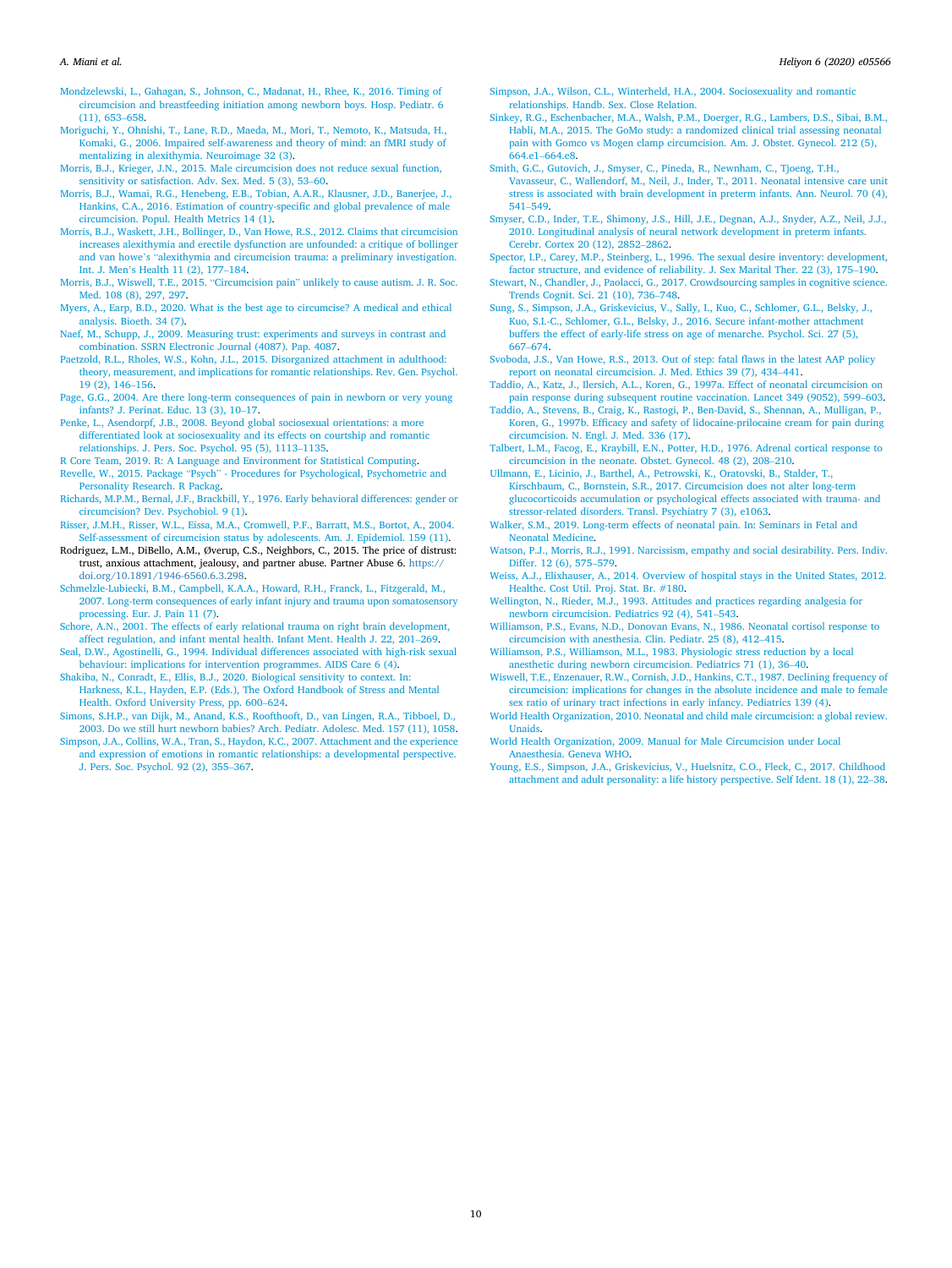Mondzelewski, L., Gahagan, S., Johnson, C., Madanat, H., Rhee, K., 2016. Timing of circumcision and breastfeeding initiation among newborn boys. Hosp. Pediatr. 6 (11), 653–658.

Moriguchi, Y., Ohnishi, T., Lane, R.D., Maeda, M., Mori, T., Nemoto, K., Matsuda, H., Komaki, G., 2006. Impaired self-awareness and theory of mind: an fMRI study of mentalizing in alexithymia. Neuroimage 32 (3).

Morris, B.J., Krieger, J.N., 2015. Male circumcision does not reduce sexual function, sensitivity or satisfaction. Adv. Sex. Med. 5 (3), 53–60.

Morris, B.J., Wamai, R.G., Henebeng, E.B., Tobian, A.A.R., Klausner, J.D., Banerjee, J., Hankins, C.A., 2016. Estimation of country-specific and global prevalence of male circumcision. Popul. Health Metrics 14 (1).

Morris, B.J., Waskett, J.H., Bollinger, D., Van Howe, R.S., 2012. Claims that circumcision increases alexithymia and erectile dysfunction are unfounded: a critique of bollinger and van howe's "alexithymia and circumcision trauma: a preliminary investigation. Int. J. Men's Health 11 (2), 177–184.

Morris, B.J., Wiswell, T.E., 2015. "Circumcision pain" unlikely to cause autism. J. R. Soc. Med. 108 (8), 297, 297.

Myers, A., Earp, B.D., 2020. What is the best age to circumcise? A medical and ethical analysis. Bioeth. 34 (7).

Naef, M., Schupp, J., 2009. Measuring trust: experiments and surveys in contrast and combination. SSRN Electronic Journal (4087). Pap. 4087.

Paetzold, R.L., Rholes, W.S., Kohn, J.L., 2015. Disorganized attachment in adulthood: theory, measurement, and implications for romantic relationships. Rev. Gen. Psychol. 19 (2), 146–156.

Page, G.G., 2004. Are there long-term consequences of pain in newborn or very young infants? J. Perinat. Educ. 13 (3), 10–17.

Penke, L., Asendorpf, J.B., 2008. Beyond global sociosexual orientations: a more differentiated look at sociosexuality and its effects on courtship and romantic relationships. J. Pers. Soc. Psychol. 95 (5), 1113–1135.

R Core Team, 2019. R: A Language and Environment for Statistical Computing.

Revelle, W., 2015. Package "Psych" - Procedures for Psychological, Psychometric and Personality Research. R Packag.

Richards, M.P.M., Bernal, J.F., Brackbill, Y., 1976. Early behavioral differences: gender or circumcision? Dev. Psychobiol. 9 (1).

Risser, J.M.H., Risser, W.L., Eissa, M.A., Cromwell, P.F., Barratt, M.S., Bortot, A., 2004. Self-assessment of circumcision status by adolescents. Am. J. Epidemiol. 159 (11).

Rodriguez, L.M., DiBello, A.M., Øverup, C.S., Neighbors, C., 2015. The price of distrust: trust, anxious attachment, jealousy, and partner abuse. Partner Abuse 6. https://doi.org/10.1891/1946-6560.6.3.298.

Schmelzle-Lubiecki, B.M., Campbell, K.A.A., Howard, R.H., Franck, L., Fitzgerald, M., 2007. Long-term consequences of early infant injury and trauma upon somatosensory processing. Eur. J. Pain 11 (7).

Schore, A.N., 2001. The effects of early relational trauma on right brain development, affect regulation, and infant mental health. Infant Ment. Health J. 22, 201–269.

Seal, D.W., Agostinelli, G., 1994. Individual differences associated with high-risk sexual behaviour: implications for intervention programmes. AIDS Care 6 (4).

Shakiba, N., Conradt, E., Ellis, B.J., 2020. Biological sensitivity to context. In: Harkness, K.L., Hayden, E.P. (Eds.), The Oxford Handbook of Stress and Mental Health. Oxford University Press, pp. 600–624.

Simons, S.H.P., van Dijk, M., Anand, K.S., Roofthooft, D., van Lingen, R.A., Tibboel, D., 2003. Do we still hurt newborn babies? Arch. Pediatr. Adolesc. Med. 157 (11), 1058.

Simpson, J.A., Collins, W.A., Tran, S., Haydon, K.C., 2007. Attachment and the experience and expression of emotions in romantic relationships: a developmental perspective. J. Pers. Soc. Psychol. 92 (2), 355–367.

Simpson, J.A., Wilson, C.L., Winterheld, H.A., 2004. Sociosexuality and romantic relationships. Handb. Sex. Close Relation.

Sinkey, R.G., Eschenbacher, M.A., Walsh, P.M., Doerger, R.G., Lambers, D.S., Sibai, B.M., Habli, M.A., 2015. The GoMo study: a randomized clinical trial assessing neonatal pain with Gomco vs Mogen clamp circumcision. Am. J. Obstet. Gynecol. 212 (5), 664.e1–664.e8.

Smith, G.C., Gutovich, J., Smyser, C., Pineda, R., Newnham, C., Tjoeng, T.H., Vavasseur, C., Wallendorf, M., Neil, J., Inder, T., 2011. Neonatal intensive care unit stress is associated with brain development in preterm infants. Ann. Neurol. 70 (4), 541–549.

Smyser, C.D., Inder, T.E., Shimony, J.S., Hill, J.E., Degnan, A.J., Snyder, A.Z., Neil, J.J., 2010. Longitudinal analysis of neural network development in preterm infants. Cerebr. Cortex 20 (12), 2852–2862.

Spector, I.P., Carey, M.P., Steinberg, L., 1996. The sexual desire inventory: development, factor structure, and evidence of reliability. J. Sex Marital Ther. 22 (3), 175–190.

Stewart, N., Chandler, J., Paolacci, G., 2017. Crowdsourcing samples in cognitive science. Trends Cognit. Sci. 21 (10), 736–748.

Sung, S., Simpson, J.A., Griskevicius, V., Sally, I., Kuo, C., Schlomer, G.L., Belsky, J., Kuo, S.I.-C., Schlomer, G.L., Belsky, J., 2016. Secure infant-mother attachment buffers the effect of early-life stress on age of menarche. Psychol. Sci. 27 (5), 667–674.

Svoboda, J.S., Van Howe, R.S., 2013. Out of step: fatal flaws in the latest AAP policy report on neonatal circumcision. J. Med. Ethics 39 (7), 434–441.

Taddio, A., Katz, J., Ilersich, A.L., Koren, G., 1997a. Effect of neonatal circumcision on pain response during subsequent routine vaccination. Lancet 349 (9052), 599–603.

Taddio, A., Stevens, B., Craig, K., Rastogi, P., Ben-David, S., Shennan, A., Mulligan, P., Koren, G., 1997b. Efficacy and safety of lidocaine-prilocaine cream for pain during circumcision. N. Engl. J. Med. 336 (17).

Talbert, L.M., Facog, E., Kraybill, E.N., Potter, H.D., 1976. Adrenal cortical response to circumcision in the neonate. Obstet. Gynecol. 48 (2), 208–210.

Ullmann, E., Licinio, J., Barthel, A., Petrowski, K., Oratovski, B., Stalder, T., Kirschbaum, C., Bornstein, S.R., 2017. Circumcision does not alter long-term glucocorticoids accumulation or psychological effects associated with trauma- and stressor-related disorders. Transl. Psychiatry 7 (3), e1063.

Walker, S.M., 2019. Long-term effects of neonatal pain. In: Seminars in Fetal and Neonatal Medicine.

Watson, P.J., Morris, R.J., 1991. Narcissism, empathy and social desirability. Pers. Indiv. Differ. 12 (6), 575–579.

Weiss, A.J., Elixhauser, A., 2014. Overview of hospital stays in the United States, 2012. Healthc. Cost Util. Proj. Stat. Br. #180.

Wellington, N., Rieder, M.J., 1993. Attitudes and practices regarding analgesia for newborn circumcision. Pediatrics 92 (4), 541–543.

Williamson, P.S., Evans, N.D., Donovan Evans, N., 1986. Neonatal cortisol response to circumcision with anesthesia. Clin. Pediatr. 25 (8), 412–415.

Williamson, P.S., Williamson, M.L., 1983. Physiologic stress reduction by a local anesthetic during newborn circumcision. Pediatrics 71 (1), 36–40.

Wiswell, T.E., Enzenauer, R.W., Cornish, J.D., Hankins, C.T., 1987. Declining frequency of circumcision: implications for changes in the absolute incidence and male to female sex ratio of urinary tract infections in early infancy. Pediatrics 139 (4).

World Health Organization, 2010. Neonatal and child male circumcision: a global review. Unaids.

World Health Organization, 2009. Manual for Male Circumcision under Local Anaesthesia. Geneva WHO.

Young, E.S., Simpson, J.A., Griskevicius, V., Huelsnitz, C.O., Fleck, C., 2017. Childhood attachment and adult personality: a life history perspective. Self Ident. 18 (1), 22–38.